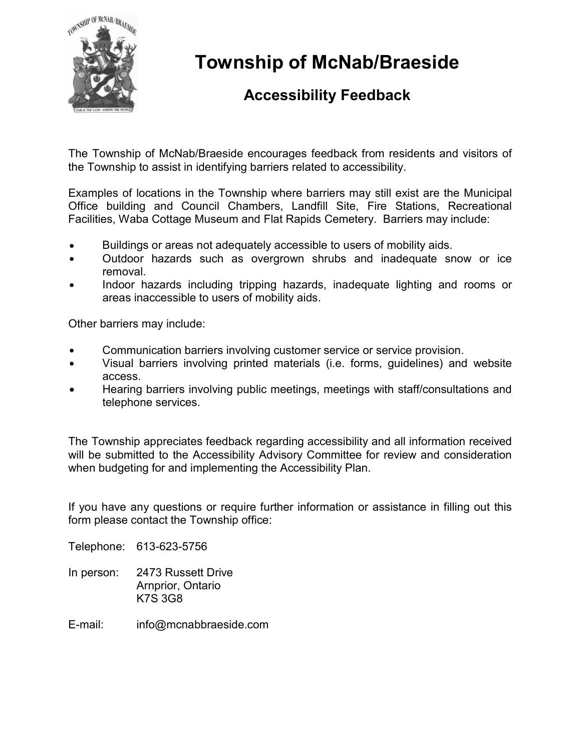# Township of McNab/Braeside

## Accessibility Feedback

The Township of McNab/Braeside encourages feedback from residents and visitors of the Township to assist in identifying barriers related to accessibility.

Examples of locations in the Township where barriers may still exist are the Municipal Office building and Council Chambers, Landfill Site, Fire Stations, Recreational Facilities, Waba Cottage Museum and Flat Rapids Cemetery. Barriers may include:

- Buildings or areas not adequately accessible to users of mobility aids.
- Outdoor hazards such as overgrown shrubs and inadequate snow or ice removal.
- Indoor hazards including tripping hazards, inadequate lighting and rooms or areas inaccessible to users of mobility aids.

Other barriers may include:

- Communication barriers involving customer service or service provision.
- Visual barriers involving printed materials (i.e. forms, guidelines) and website access.
- Hearing barriers involving public meetings, meetings with staff/consultations and telephone services.

The Township appreciates feedback regarding accessibility and all information received will be submitted to the Accessibility Advisory Committee for review and consideration when budgeting for and implementing the Accessibility Plan.

If you have any questions or require further information or assistance in filling out this form please contact the Township office:

Telephone: 613-623-5756

In person: 2473 Russett Drive
Arnprior, Ontario
K7S 3G8

E-mail: info@mcnabbraeside.com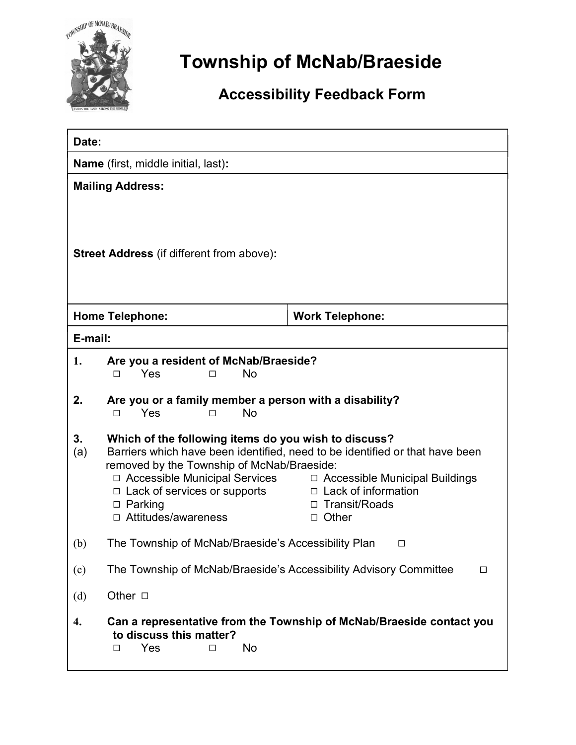# Township of McNab/Braeside

## Accessibility Feedback Form

| **Date:** | |
|---|---|
| **Name** (first, middle initial, last)**:** | |
| **Mailing Address:**<br><br><br><br>**Street Address** (if different from above)**:** | |
| **Home Telephone:** | **Work Telephone:** |
| **E-mail:** | |

**1. Are you a resident of McNab/Braeside?**

□ Yes □ No

**2. Are you or a family member a person with a disability?**

□ Yes □ No

**3. Which of the following items do you wish to discuss?**

(a) Barriers which have been identified, need to be identified or that have been removed by the Township of McNab/Braeside:

□ Accessible Municipal Services □ Accessible Municipal Buildings
□ Lack of services or supports □ Lack of information
□ Parking □ Transit/Roads
□ Attitudes/awareness □ Other

(b) The Township of McNab/Braeside's Accessibility Plan □

(c) The Township of McNab/Braeside's Accessibility Advisory Committee □

(d) Other □

**4. Can a representative from the Township of McNab/Braeside contact you to discuss this matter?**

□ Yes □ No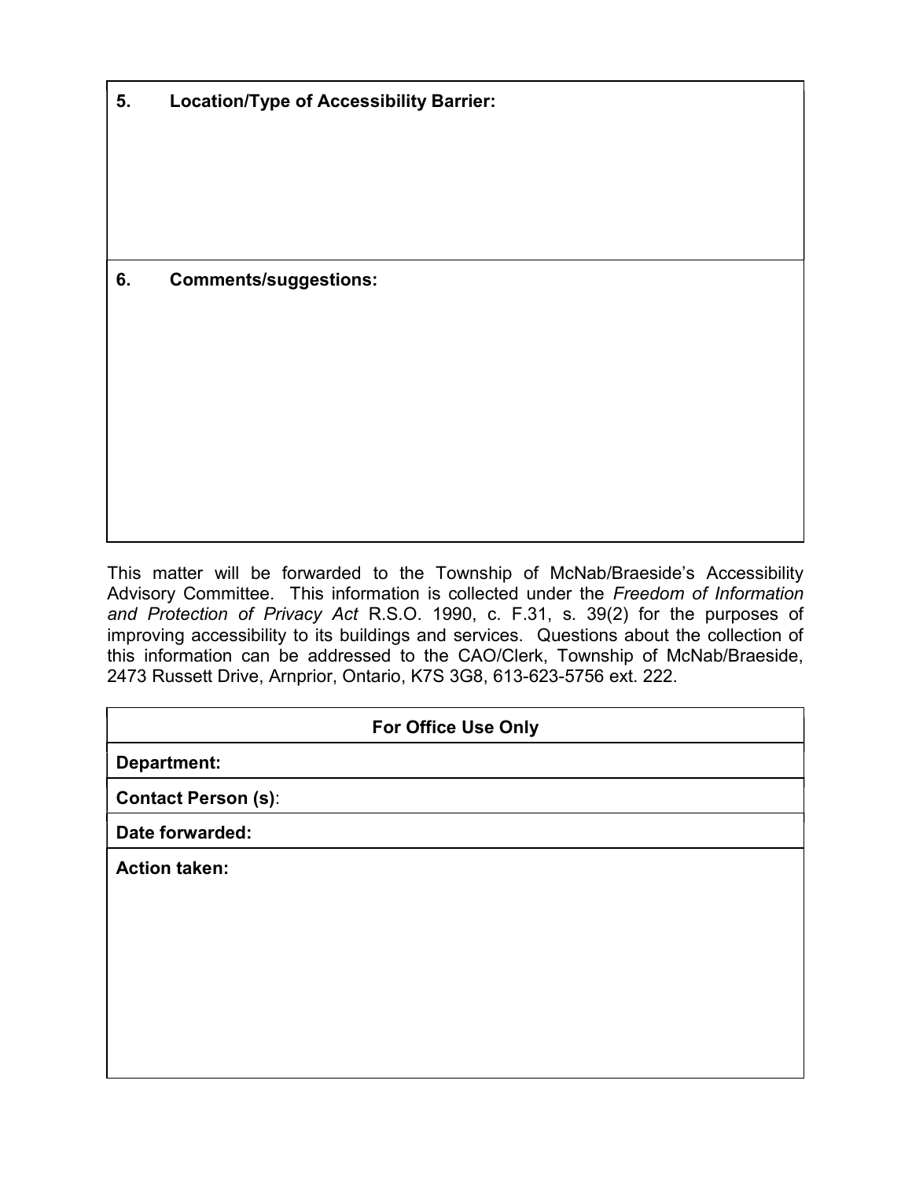| |
| --- |
| **5. Location/Type of Accessibility Barrier:** |
| **6. Comments/suggestions:** |

This matter will be forwarded to the Township of McNab/Braeside's Accessibility Advisory Committee. This information is collected under the *Freedom of Information and Protection of Privacy Act* R.S.O. 1990, c. F.31, s. 39(2) for the purposes of improving accessibility to its buildings and services. Questions about the collection of this information can be addressed to the CAO/Clerk, Township of McNab/Braeside, 2473 Russett Drive, Arnprior, Ontario, K7S 3G8, 613-623-5756 ext. 222.

| **For Office Use Only** |
| --- |
| **Department:** |
| **Contact Person (s)**: |
| **Date forwarded:** |
| **Action taken:** |